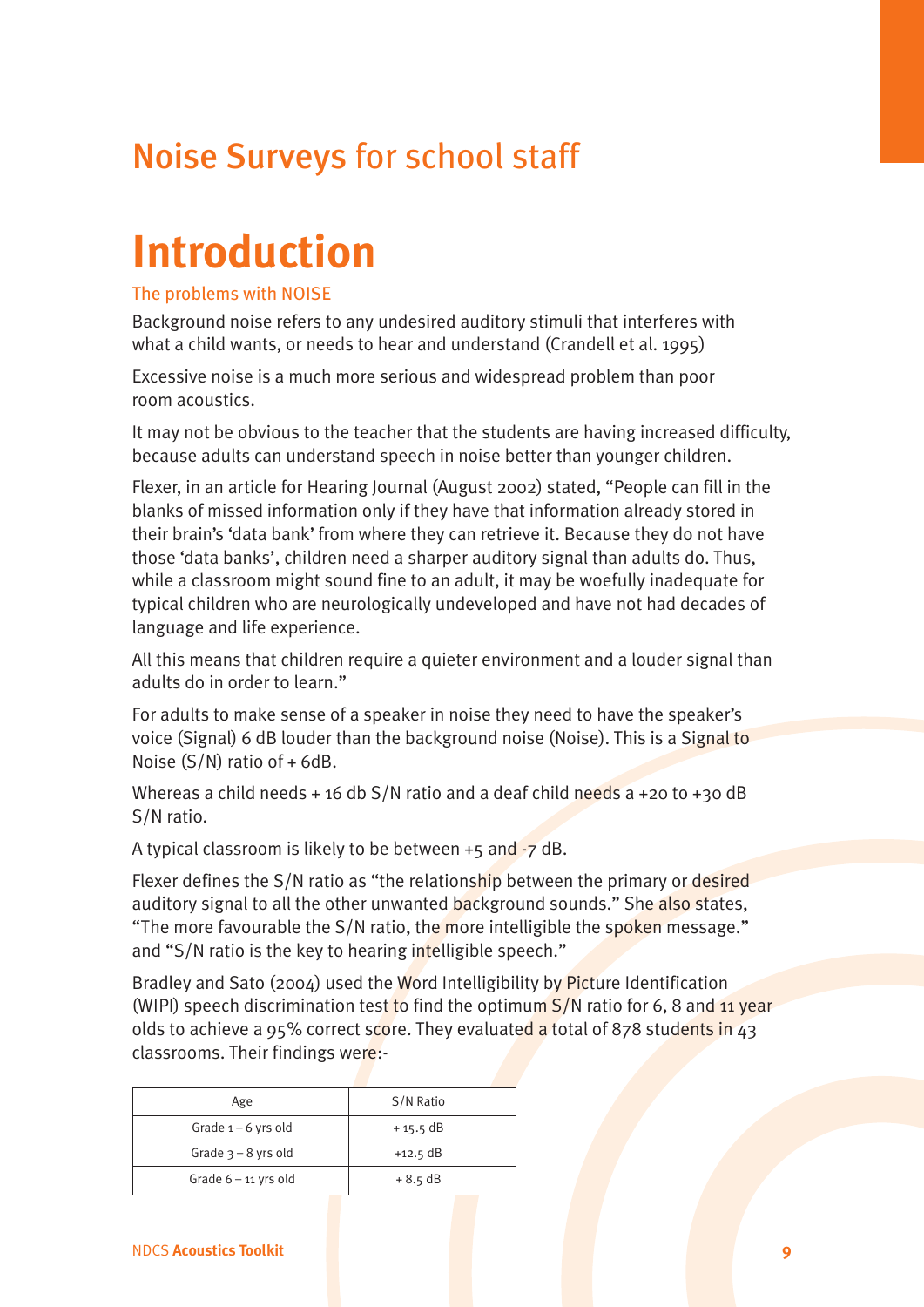## Noise Surveys for school staff

# Introduction

### The problems with NOISE

Background noise refers to any undesired auditory stimuli that interferes with what a child wants, or needs to hear and understand (Crandell et al. 1995)

Excessive noise is a much more serious and widespread problem than poor room acoustics.

It may not be obvious to the teacher that the students are having increased difficulty, because adults can understand speech in noise better than younger children.

Flexer, in an article for Hearing Journal (August 2002) stated, "People can fill in the blanks of missed information only if they have that information already stored in their brain's 'data bank' from where they can retrieve it. Because they do not have those 'data banks', children need a sharper auditory signal than adults do. Thus, while a classroom might sound fine to an adult, it may be woefully inadequate for typical children who are neurologically undeveloped and have not had decades of language and life experience.

All this means that children require a quieter environment and a louder signal than adults do in order to learn."

For adults to make sense of a speaker in noise they need to have the speaker's voice (Signal) 6 dB louder than the background noise (Noise). This is a Signal to Noise (S/N) ratio of + 6dB.

Whereas a child needs + 16 db S/N ratio and a deaf child needs a +20 to +30 dB S/N ratio.

A typical classroom is likely to be between +5 and -7 dB.

Flexer defines the S/N ratio as "the relationship between the primary or desired auditory signal to all the other unwanted background sounds." She also states, "The more favourable the S/N ratio, the more intelligible the spoken message." and "S/N ratio is the key to hearing intelligible speech."

Bradley and Sato (2004) used the Word Intelligibility by Picture Identification (WIPI) speech discrimination test to find the optimum S/N ratio for 6, 8 and 11 year olds to achieve a 95% correct score. They evaluated a total of 878 students in 43 classrooms. Their findings were:-

| Age | S/N Ratio |
|---|---|
| Grade 1 – 6 yrs old | + 15.5 dB |
| Grade 3 – 8 yrs old | +12.5 dB |
| Grade 6 – 11 yrs old | + 8.5 dB |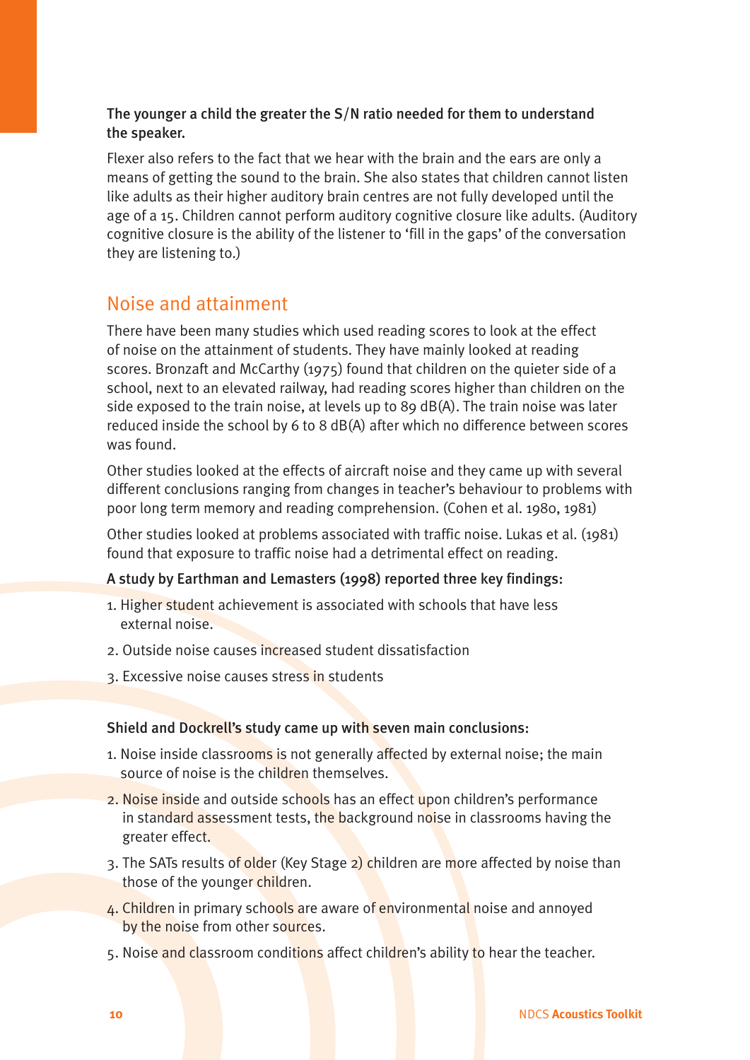**The younger a child the greater the S/N ratio needed for them to understand the speaker.**

Flexer also refers to the fact that we hear with the brain and the ears are only a means of getting the sound to the brain. She also states that children cannot listen like adults as their higher auditory brain centres are not fully developed until the age of a 15. Children cannot perform auditory cognitive closure like adults. (Auditory cognitive closure is the ability of the listener to 'fill in the gaps' of the conversation they are listening to.)

## Noise and attainment

There have been many studies which used reading scores to look at the effect of noise on the attainment of students. They have mainly looked at reading scores. Bronzaft and McCarthy (1975) found that children on the quieter side of a school, next to an elevated railway, had reading scores higher than children on the side exposed to the train noise, at levels up to 89 dB(A). The train noise was later reduced inside the school by 6 to 8 dB(A) after which no difference between scores was found.

Other studies looked at the effects of aircraft noise and they came up with several different conclusions ranging from changes in teacher's behaviour to problems with poor long term memory and reading comprehension. (Cohen et al. 1980, 1981)

Other studies looked at problems associated with traffic noise. Lukas et al. (1981) found that exposure to traffic noise had a detrimental effect on reading.

**A study by Earthman and Lemasters (1998) reported three key findings:**

1. Higher student achievement is associated with schools that have less external noise.
2. Outside noise causes increased student dissatisfaction
3. Excessive noise causes stress in students

**Shield and Dockrell's study came up with seven main conclusions:**

1. Noise inside classrooms is not generally affected by external noise; the main source of noise is the children themselves.
2. Noise inside and outside schools has an effect upon children's performance in standard assessment tests, the background noise in classrooms having the greater effect.
3. The SATs results of older (Key Stage 2) children are more affected by noise than those of the younger children.
4. Children in primary schools are aware of environmental noise and annoyed by the noise from other sources.
5. Noise and classroom conditions affect children's ability to hear the teacher.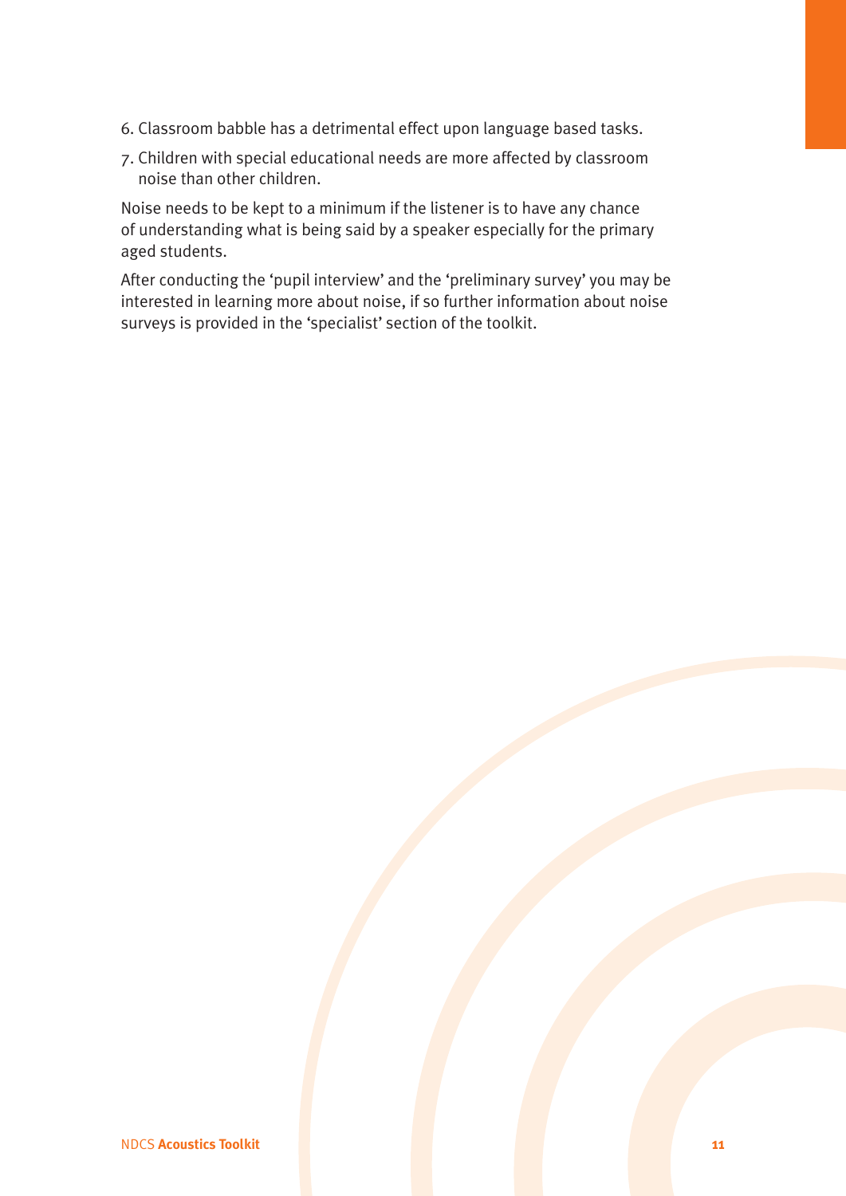6. Classroom babble has a detrimental effect upon language based tasks.
7. Children with special educational needs are more affected by classroom noise than other children.

Noise needs to be kept to a minimum if the listener is to have any chance of understanding what is being said by a speaker especially for the primary aged students.

After conducting the 'pupil interview' and the 'preliminary survey' you may be interested in learning more about noise, if so further information about noise surveys is provided in the 'specialist' section of the toolkit.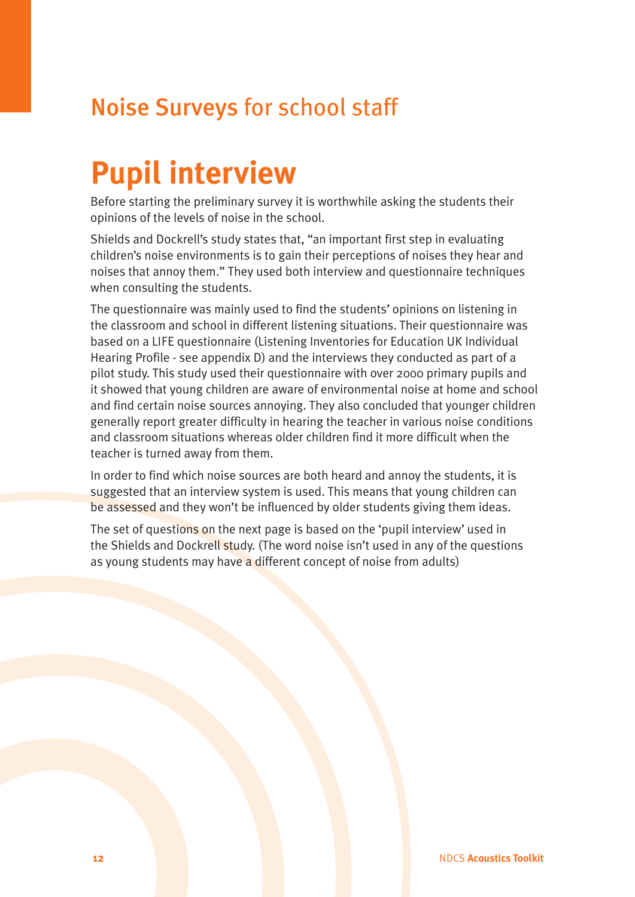## Noise Surveys for school staff

# Pupil interview

Before starting the preliminary survey it is worthwhile asking the students their opinions of the levels of noise in the school.

Shields and Dockrell's study states that, "an important first step in evaluating children's noise environments is to gain their perceptions of noises they hear and noises that annoy them." They used both interview and questionnaire techniques when consulting the students.

The questionnaire was mainly used to find the students' opinions on listening in the classroom and school in different listening situations. Their questionnaire was based on a LIFE questionnaire (Listening Inventories for Education UK Individual Hearing Profile - see appendix D) and the interviews they conducted as part of a pilot study. This study used their questionnaire with over 2000 primary pupils and it showed that young children are aware of environmental noise at home and school and find certain noise sources annoying. They also concluded that younger children generally report greater difficulty in hearing the teacher in various noise conditions and classroom situations whereas older children find it more difficult when the teacher is turned away from them.

In order to find which noise sources are both heard and annoy the students, it is suggested that an interview system is used. This means that young children can be assessed and they won't be influenced by older students giving them ideas.

The set of questions on the next page is based on the 'pupil interview' used in the Shields and Dockrell study. (The word noise isn't used in any of the questions as young students may have a different concept of noise from adults)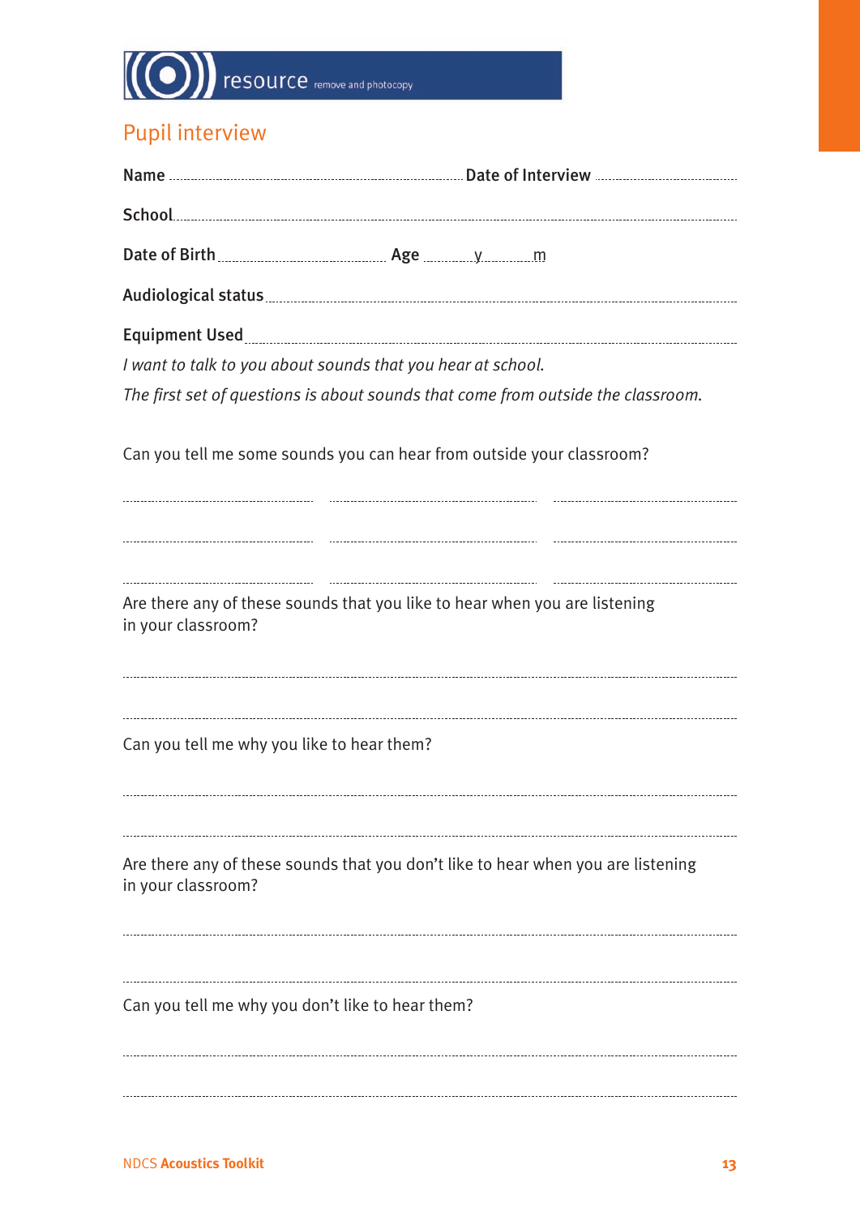resource remove and photocopy

## Pupil interview

**Name** .................................................. **Date of Interview** ..................................

**School** ..........................................................................................................

**Date of Birth** ................................ **Age** ........y........m

**Audiological status** ..........................................................................................

**Equipment Used** .............................................................................................

*I want to talk to you about sounds that you hear at school.*

*The first set of questions is about sounds that come from outside the classroom.*

Can you tell me some sounds you can hear from outside your classroom?

.............................. .............................. ..............................

.............................. .............................. ..............................

.............................. .............................. ..............................

Are there any of these sounds that you like to hear when you are listening in your classroom?

..........................................................................................................

..........................................................................................................

Can you tell me why you like to hear them?

..........................................................................................................

..........................................................................................................

Are there any of these sounds that you don't like to hear when you are listening in your classroom?

..........................................................................................................

..........................................................................................................

Can you tell me why you don't like to hear them?

..........................................................................................................

..........................................................................................................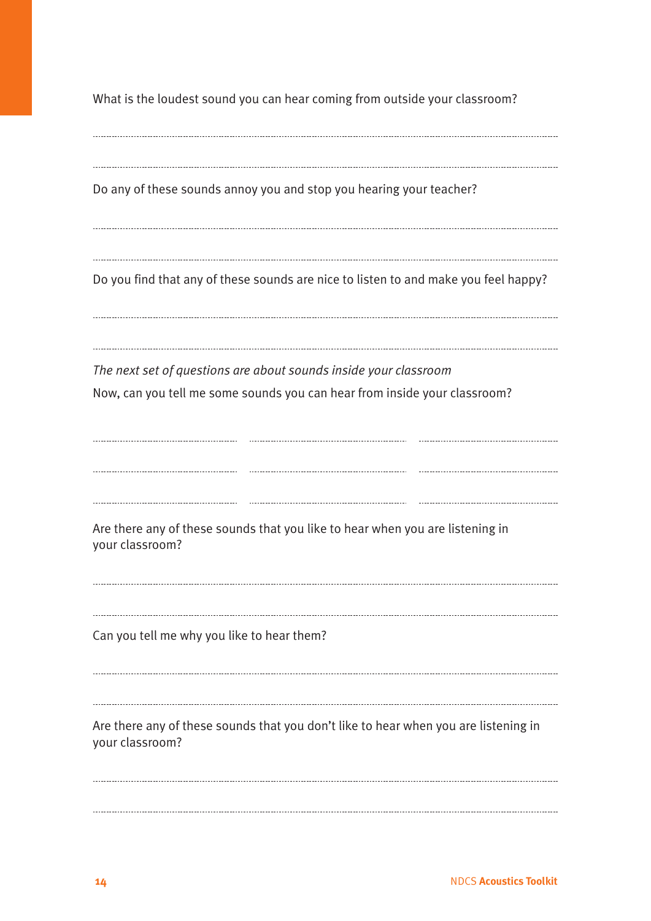What is the loudest sound you can hear coming from outside your classroom?

Do any of these sounds annoy you and stop you hearing your teacher?

Do you find that any of these sounds are nice to listen to and make you feel happy?

*The next set of questions are about sounds inside your classroom*

Now, can you tell me some sounds you can hear from inside your classroom?

Are there any of these sounds that you like to hear when you are listening in your classroom?

Can you tell me why you like to hear them?

Are there any of these sounds that you don't like to hear when you are listening in your classroom?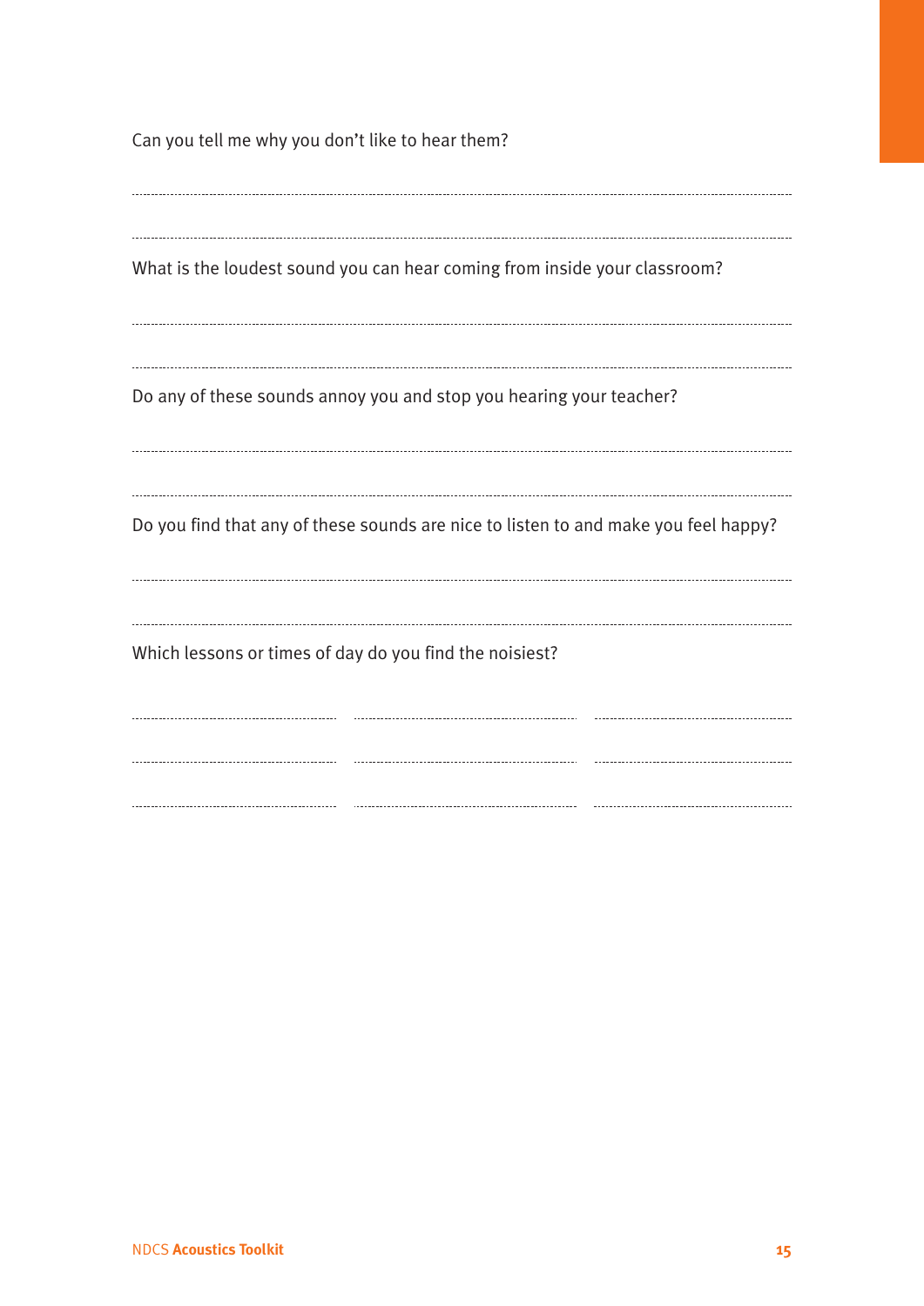Can you tell me why you don't like to hear them?

What is the loudest sound you can hear coming from inside your classroom?

Do any of these sounds annoy you and stop you hearing your teacher?

Do you find that any of these sounds are nice to listen to and make you feel happy?

Which lessons or times of day do you find the noisiest?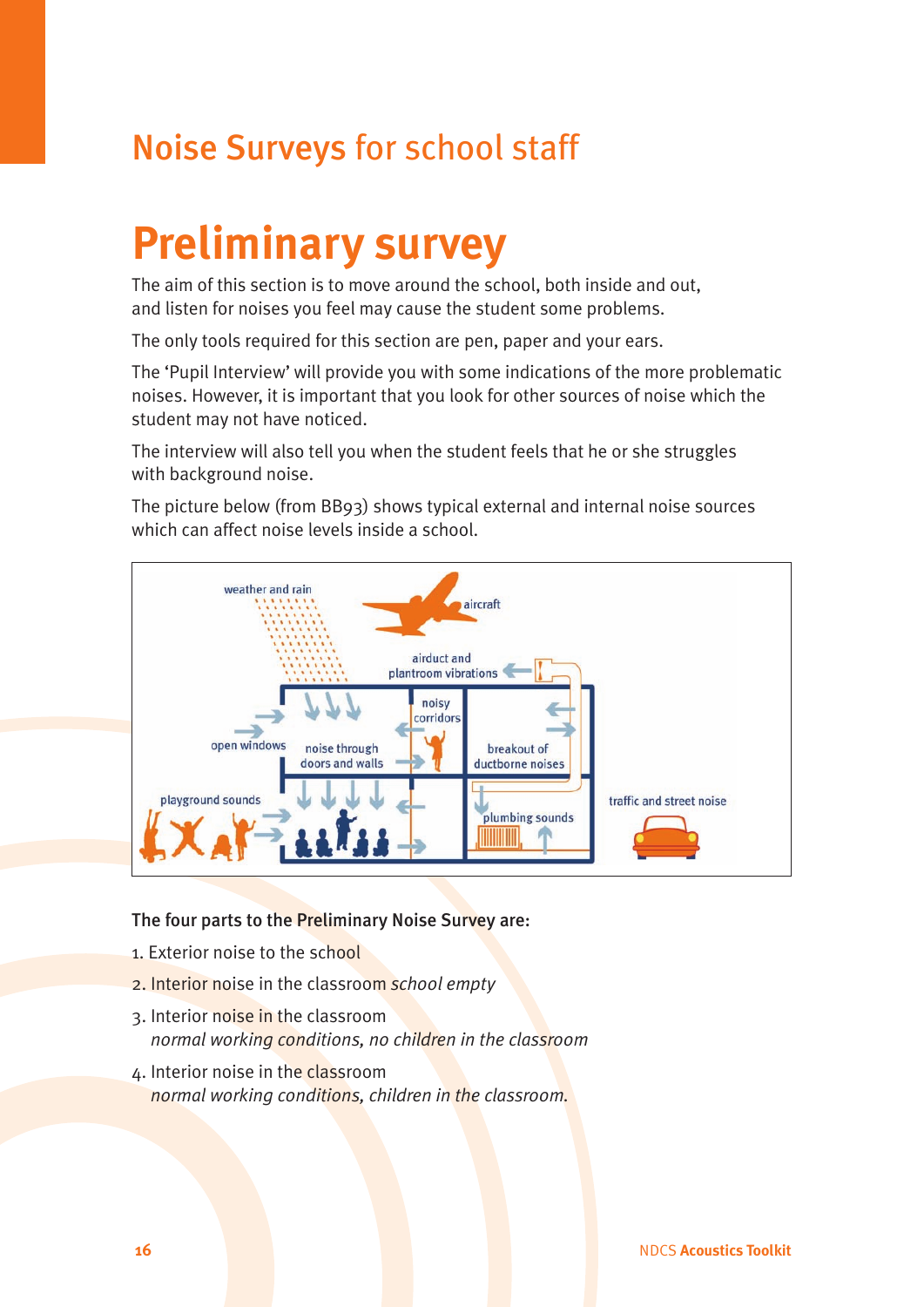Noise Surveys for school staff

# Preliminary survey

The aim of this section is to move around the school, both inside and out, and listen for noises you feel may cause the student some problems.

The only tools required for this section are pen, paper and your ears.

The 'Pupil Interview' will provide you with some indications of the more problematic noises. However, it is important that you look for other sources of noise which the student may not have noticed.

The interview will also tell you when the student feels that he or she struggles with background noise.

The picture below (from BB93) shows typical external and internal noise sources which can affect noise levels inside a school.

**The four parts to the Preliminary Noise Survey are:**

1. Exterior noise to the school
2. Interior noise in the classroom *school empty*
3. Interior noise in the classroom
   *normal working conditions, no children in the classroom*
4. Interior noise in the classroom
   *normal working conditions, children in the classroom.*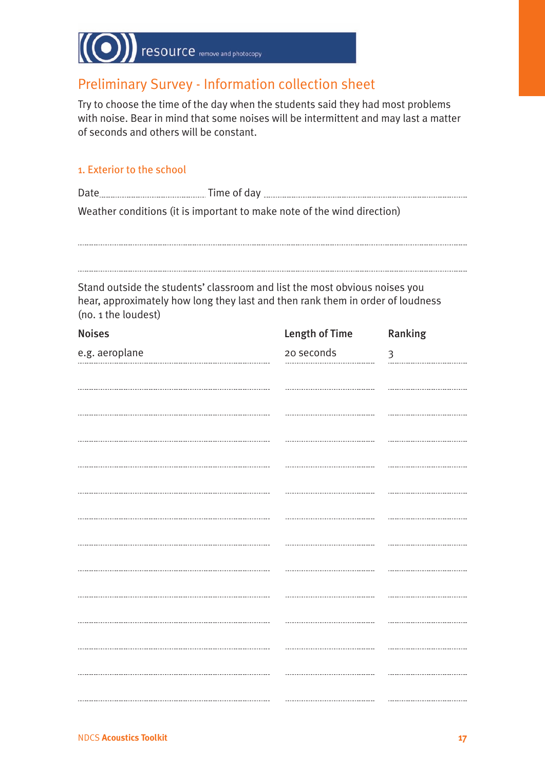resource remove and photocopy

## Preliminary Survey - Information collection sheet

Try to choose the time of the day when the students said they had most problems with noise. Bear in mind that some noises will be intermittent and may last a matter of seconds and others will be constant.

### 1. Exterior to the school

Date .................................... Time of day ..............................................................................

Weather conditions (it is important to make note of the wind direction)

..........................................................................................................................................

..........................................................................................................................................

Stand outside the students' classroom and list the most obvious noises you hear, approximately how long they last and then rank them in order of loudness (no. 1 the loudest)

| Noises | Length of Time | Ranking |
|---|---|---|
| e.g. aeroplane | 20 seconds | 3 |
| | | |
| | | |
| | | |
| | | |
| | | |
| | | |
| | | |
| | | |
| | | |
| | | |
| | | |
| | | |
| | | |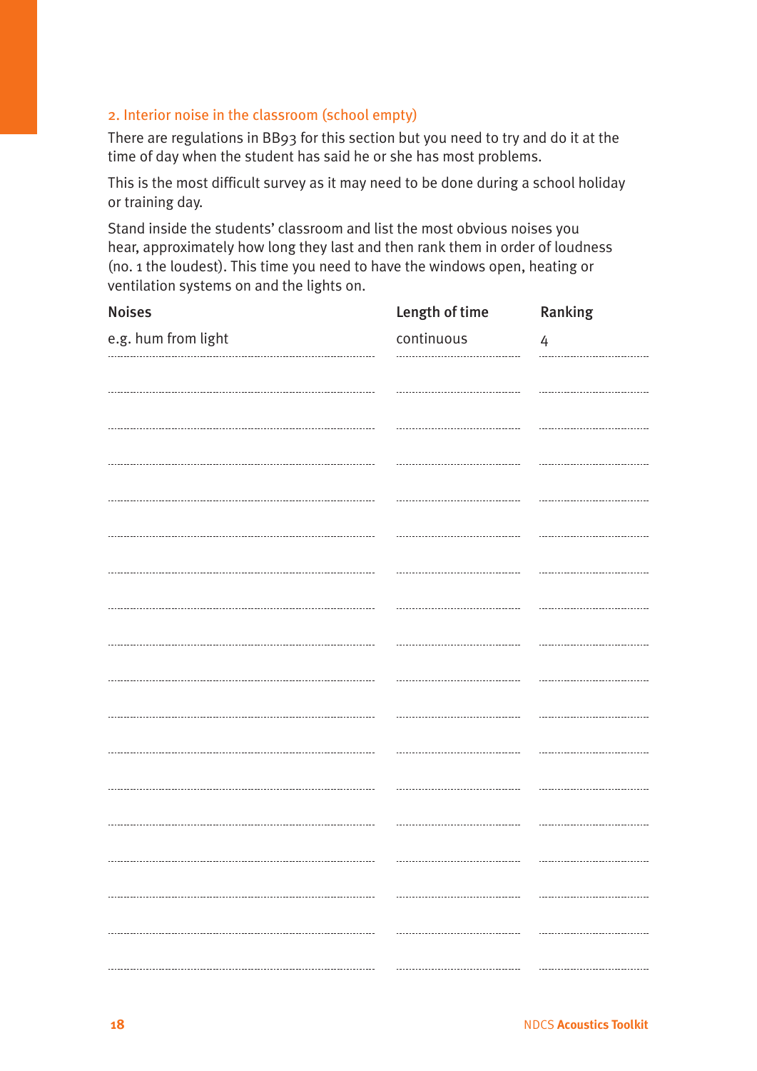## 2. Interior noise in the classroom (school empty)

There are regulations in BB93 for this section but you need to try and do it at the time of day when the student has said he or she has most problems.

This is the most difficult survey as it may need to be done during a school holiday or training day.

Stand inside the students' classroom and list the most obvious noises you hear, approximately how long they last and then rank them in order of loudness (no. 1 the loudest). This time you need to have the windows open, heating or ventilation systems on and the lights on.

| Noises | Length of time | Ranking |
|---|---|---|
| e.g. hum from light | continuous | 4 |
| | | |
| | | |
| | | |
| | | |
| | | |
| | | |
| | | |
| | | |
| | | |
| | | |
| | | |
| | | |
| | | |
| | | |
| | | |
| | | |
| | | |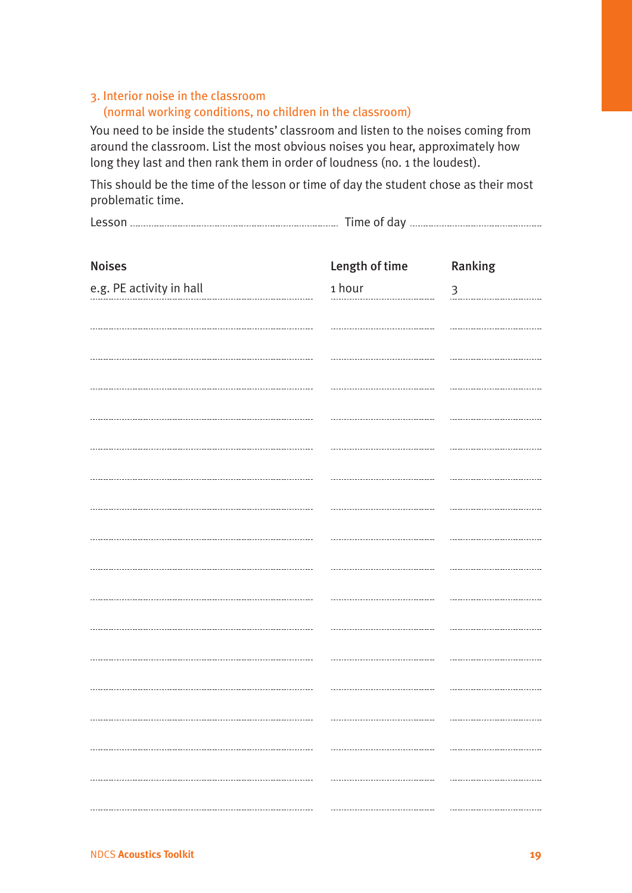### 3. Interior noise in the classroom (normal working conditions, no children in the classroom)

You need to be inside the students' classroom and listen to the noises coming from around the classroom. List the most obvious noises you hear, approximately how long they last and then rank them in order of loudness (no. 1 the loudest).

This should be the time of the lesson or time of day the student chose as their most problematic time.

Lesson ..................................................... Time of day .....................................

| Noises | Length of time | Ranking |
|---|---|---|
| e.g. PE activity in hall | 1 hour | 3 |
| | | |
| | | |
| | | |
| | | |
| | | |
| | | |
| | | |
| | | |
| | | |
| | | |
| | | |
| | | |
| | | |
| | | |
| | | |
| | | |
| | | |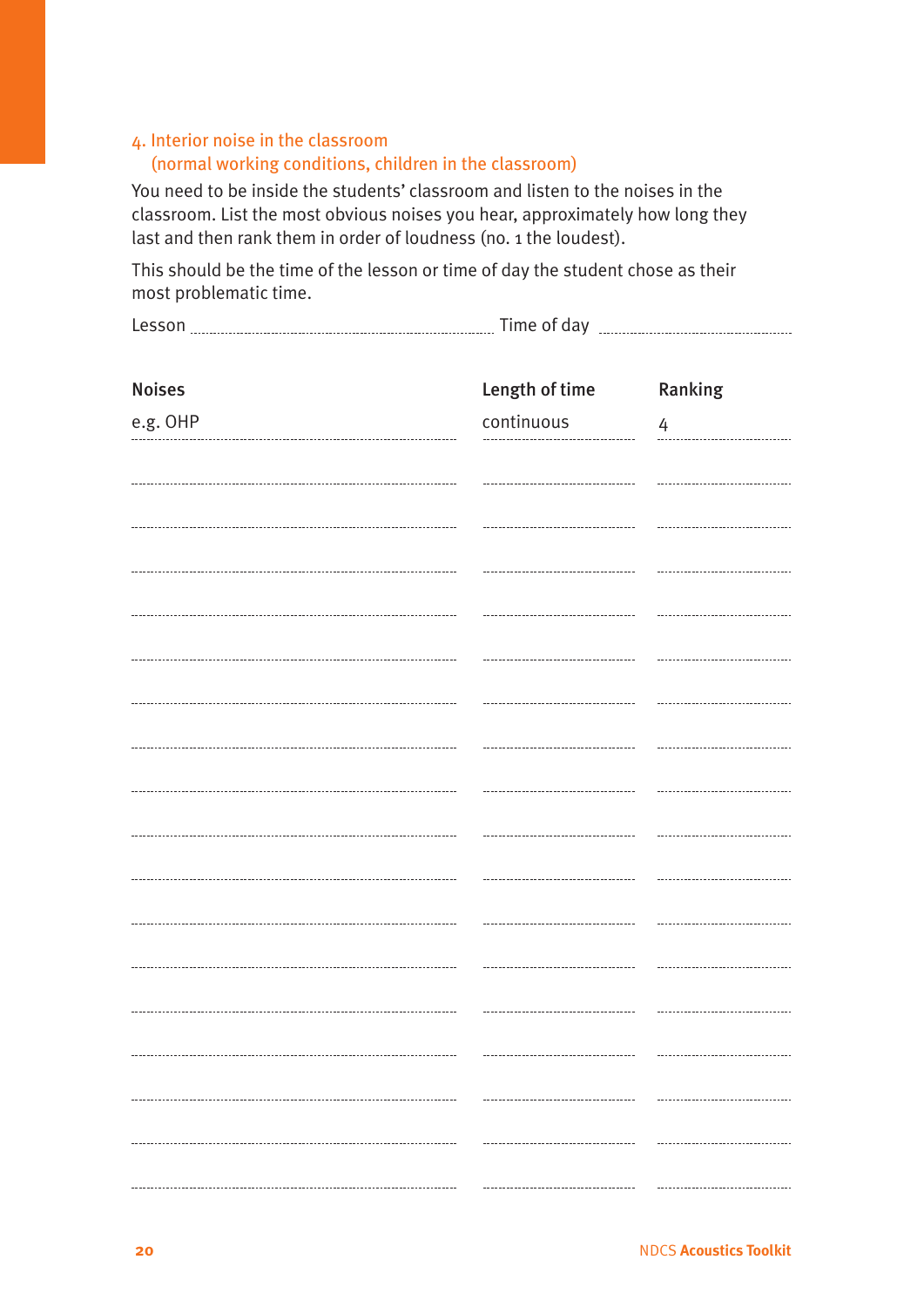## 4. Interior noise in the classroom (normal working conditions, children in the classroom)

You need to be inside the students' classroom and listen to the noises in the classroom. List the most obvious noises you hear, approximately how long they last and then rank them in order of loudness (no. 1 the loudest).

This should be the time of the lesson or time of day the student chose as their most problematic time.

Lesson .................................................... Time of day ....................................

| Noises | Length of time | Ranking |
|---|---|---|
| e.g. OHP | continuous | 4 |
| | | |
| | | |
| | | |
| | | |
| | | |
| | | |
| | | |
| | | |
| | | |
| | | |
| | | |
| | | |
| | | |
| | | |
| | | |
| | | |
| | | |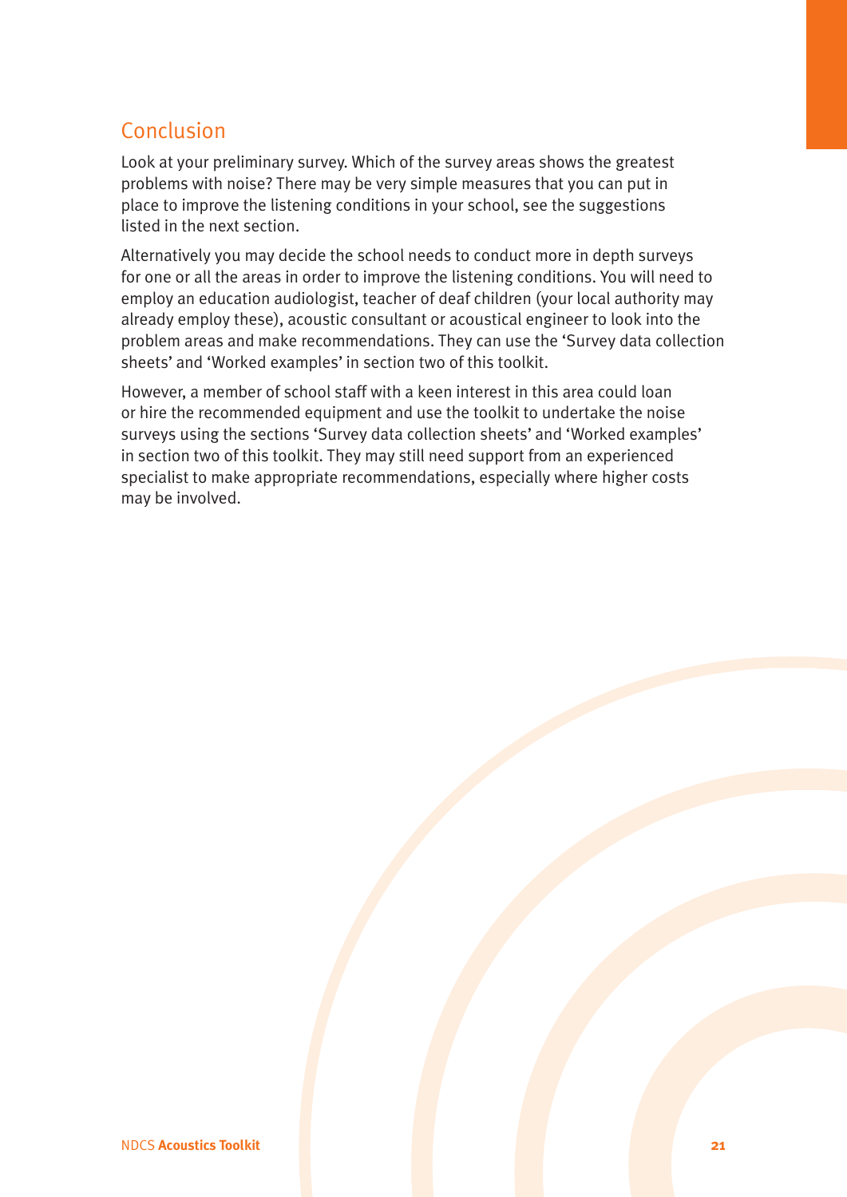## Conclusion

Look at your preliminary survey. Which of the survey areas shows the greatest problems with noise? There may be very simple measures that you can put in place to improve the listening conditions in your school, see the suggestions listed in the next section.

Alternatively you may decide the school needs to conduct more in depth surveys for one or all the areas in order to improve the listening conditions. You will need to employ an education audiologist, teacher of deaf children (your local authority may already employ these), acoustic consultant or acoustical engineer to look into the problem areas and make recommendations. They can use the 'Survey data collection sheets' and 'Worked examples' in section two of this toolkit.

However, a member of school staff with a keen interest in this area could loan or hire the recommended equipment and use the toolkit to undertake the noise surveys using the sections 'Survey data collection sheets' and 'Worked examples' in section two of this toolkit. They may still need support from an experienced specialist to make appropriate recommendations, especially where higher costs may be involved.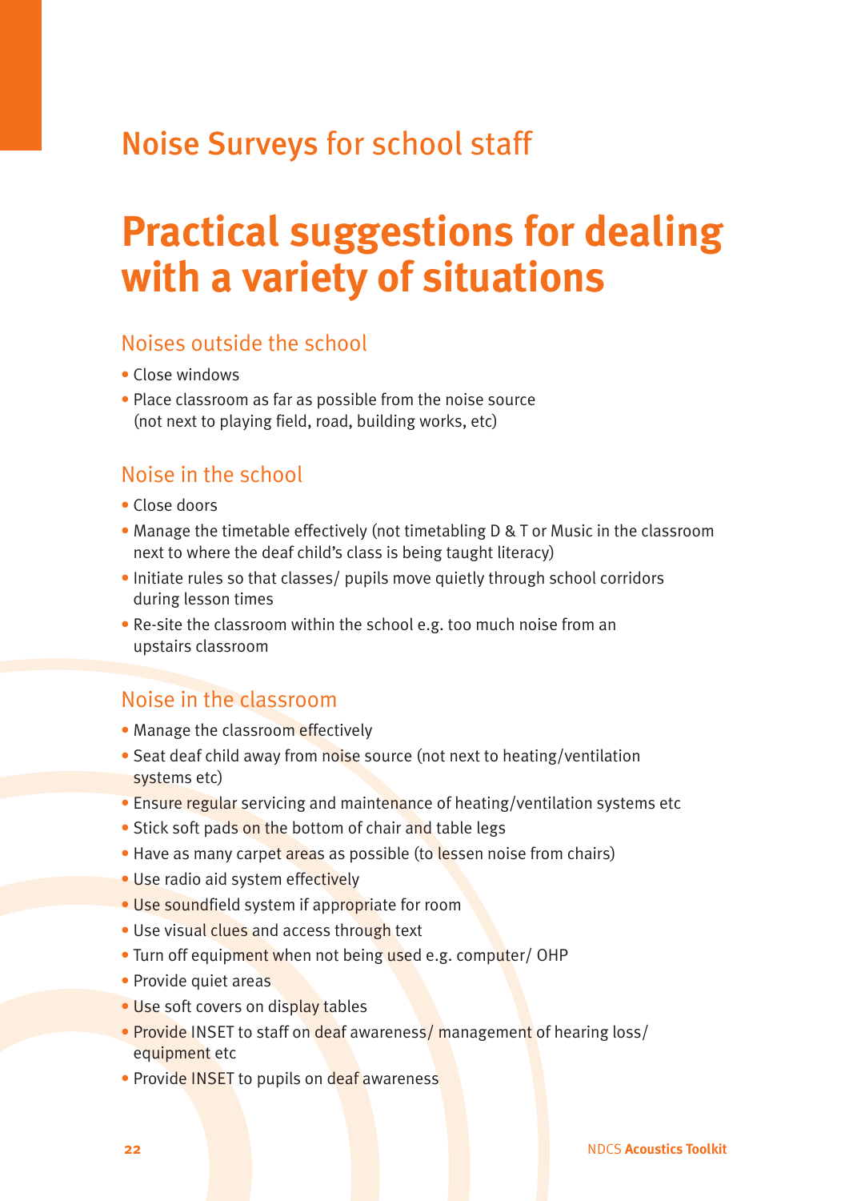## Noise Surveys for school staff

# Practical suggestions for dealing with a variety of situations

### Noises outside the school

- Close windows
- Place classroom as far as possible from the noise source (not next to playing field, road, building works, etc)

### Noise in the school

- Close doors
- Manage the timetable effectively (not timetabling D & T or Music in the classroom next to where the deaf child's class is being taught literacy)
- Initiate rules so that classes/ pupils move quietly through school corridors during lesson times
- Re-site the classroom within the school e.g. too much noise from an upstairs classroom

### Noise in the classroom

- Manage the classroom effectively
- Seat deaf child away from noise source (not next to heating/ventilation systems etc)
- Ensure regular servicing and maintenance of heating/ventilation systems etc
- Stick soft pads on the bottom of chair and table legs
- Have as many carpet areas as possible (to lessen noise from chairs)
- Use radio aid system effectively
- Use soundfield system if appropriate for room
- Use visual clues and access through text
- Turn off equipment when not being used e.g. computer/ OHP
- Provide quiet areas
- Use soft covers on display tables
- Provide INSET to staff on deaf awareness/ management of hearing loss/ equipment etc
- Provide INSET to pupils on deaf awareness